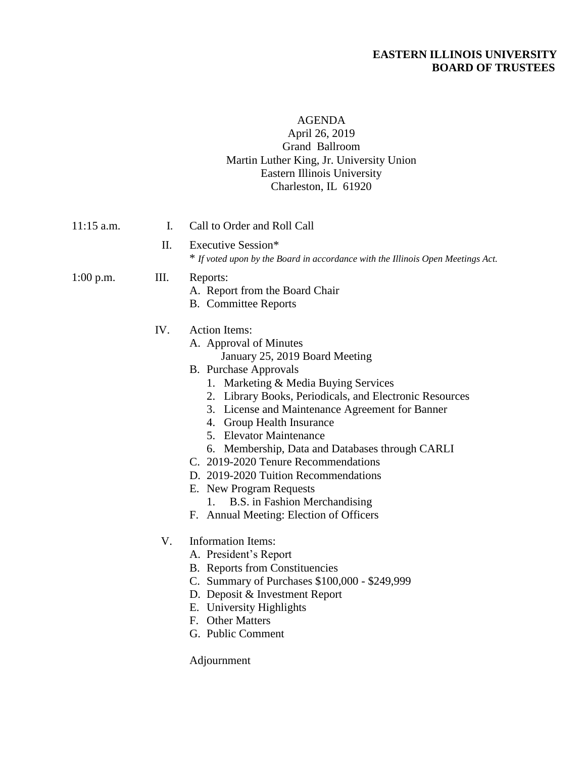**EASTERN ILLINOIS UNIVERSITY**
**BOARD OF TRUSTEES**

AGENDA
April 26, 2019
Grand Ballroom
Martin Luther King, Jr. University Union
Eastern Illinois University
Charleston, IL 61920

11:15 a.m. I. Call to Order and Roll Call

II. Executive Session*
\* *If voted upon by the Board in accordance with the Illinois Open Meetings Act.*

1:00 p.m. III. Reports:

- A. Report from the Board Chair
- B. Committee Reports

IV. Action Items:

- A. Approval of Minutes
  - January 25, 2019 Board Meeting
- B. Purchase Approvals
  1. Marketing & Media Buying Services
  2. Library Books, Periodicals, and Electronic Resources
  3. License and Maintenance Agreement for Banner
  4. Group Health Insurance
  5. Elevator Maintenance
  6. Membership, Data and Databases through CARLI
- C. 2019-2020 Tenure Recommendations
- D. 2019-2020 Tuition Recommendations
- E. New Program Requests
  1. B.S. in Fashion Merchandising
- F. Annual Meeting: Election of Officers

V. Information Items:

- A. President's Report
- B. Reports from Constituencies
- C. Summary of Purchases $100,000 - $249,999
- D. Deposit & Investment Report
- E. University Highlights
- F. Other Matters
- G. Public Comment

Adjournment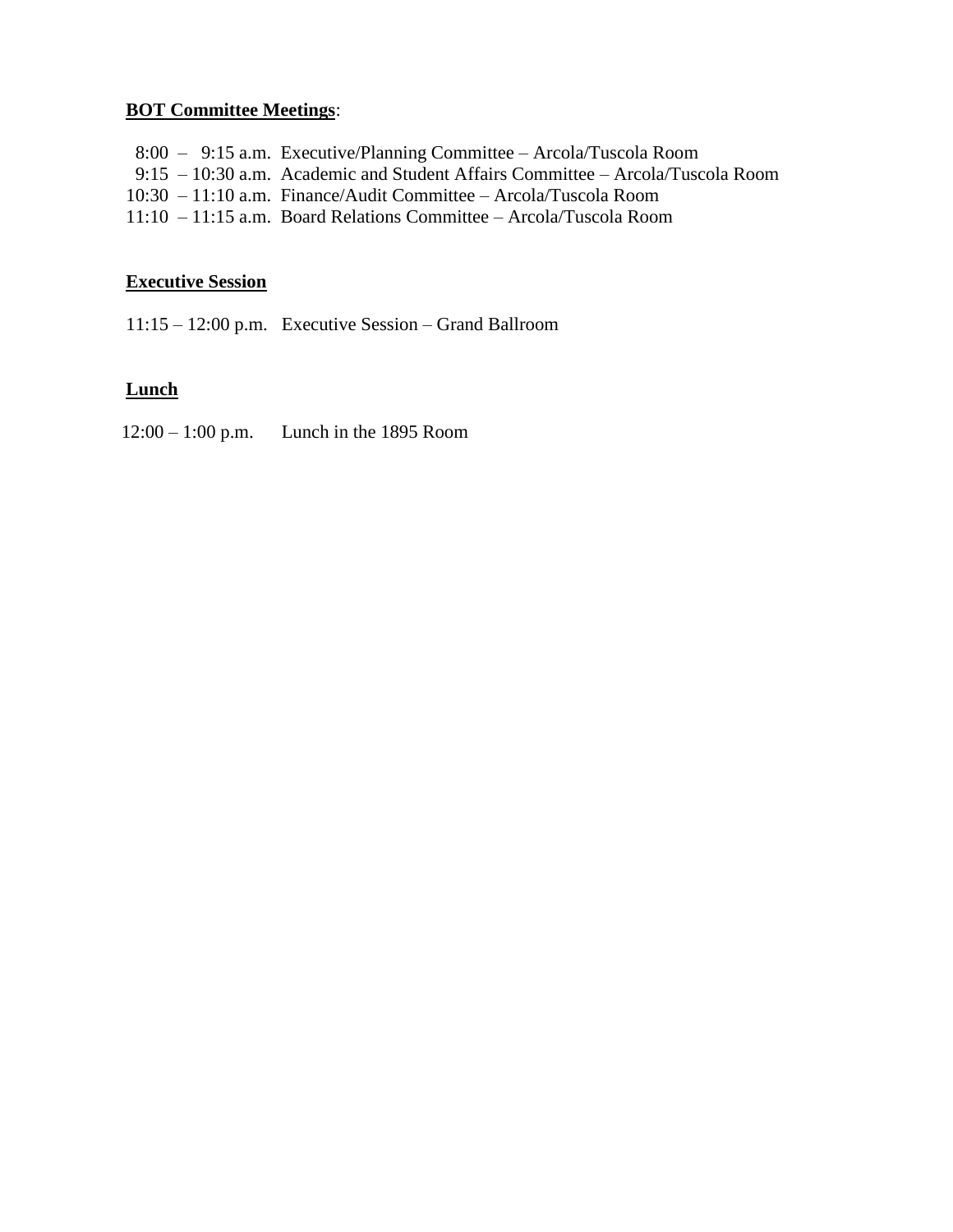**BOT Committee Meetings**:

8:00 – 9:15 a.m. Executive/Planning Committee – Arcola/Tuscola Room
9:15 – 10:30 a.m. Academic and Student Affairs Committee – Arcola/Tuscola Room
10:30 – 11:10 a.m. Finance/Audit Committee – Arcola/Tuscola Room
11:10 – 11:15 a.m. Board Relations Committee – Arcola/Tuscola Room

**Executive Session**

11:15 – 12:00 p.m. Executive Session – Grand Ballroom

**Lunch**

12:00 – 1:00 p.m. Lunch in the 1895 Room